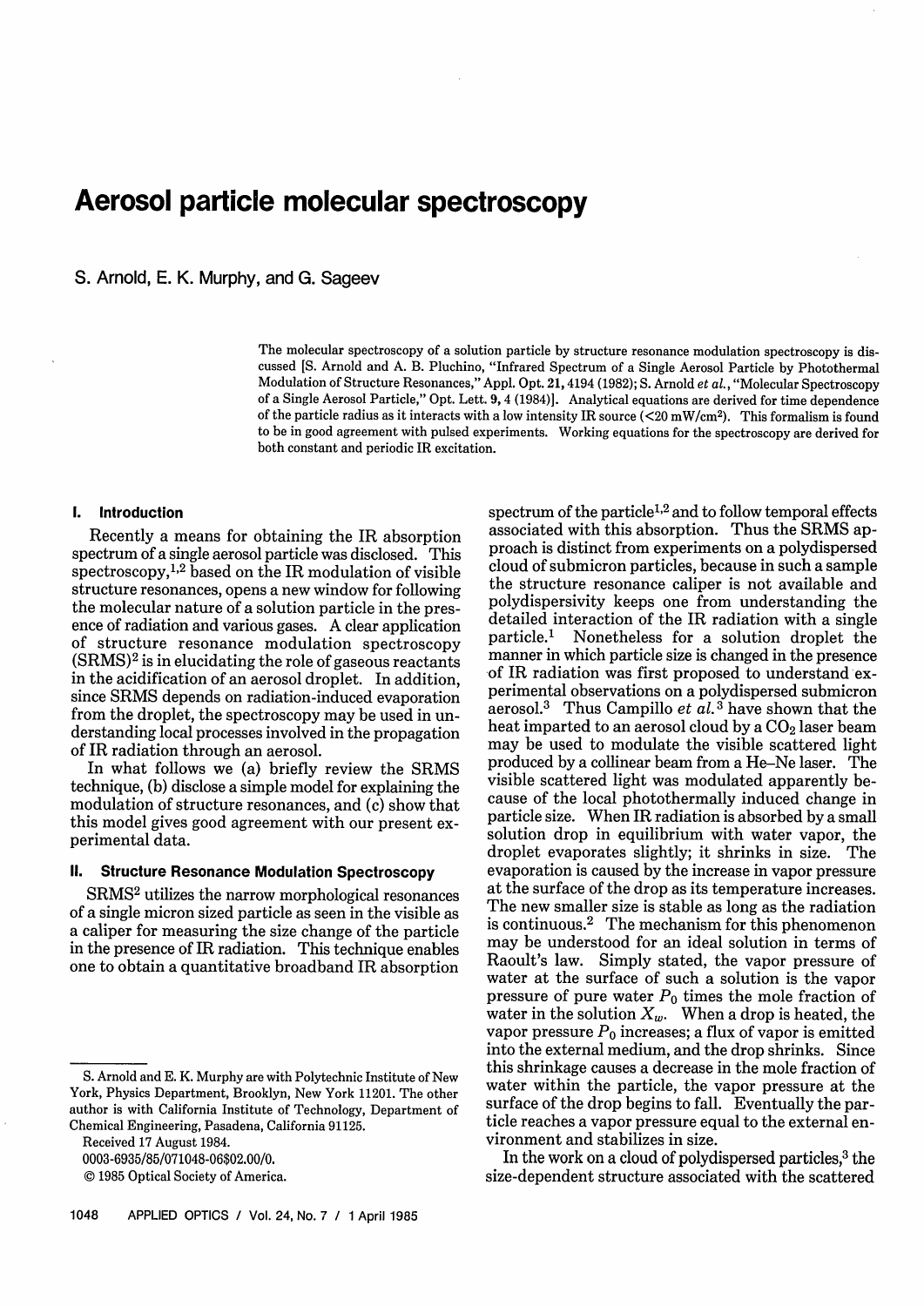# Aerosol particle molecular spectroscopy

S. Arnold, E. K. Murphy, and G. Sageev

The molecular spectroscopy of a solution particle by structure resonance modulation spectroscopy is discussed [S. Arnold and A. B. Pluchino, "Infrared Spectrum of a Single Aerosol Particle by Photothermal Modulation of Structure Resonances," Appl. Opt. 21, 4194 (1982); S. Arnold *et al.*, "Molecular Spectroscopy of a Single Aerosol Particle," Opt. Lett. 9, 4 (1984)]. Analytical equations are derived for time dependence of the particle radius as it interacts with a low intensity IR source (<20 mW/cm$^2$). This formalism is found to be in good agreement with pulsed experiments. Working equations for the spectroscopy are derived for both constant and periodic IR excitation.

## I. Introduction

Recently a means for obtaining the IR absorption spectrum of a single aerosol particle was disclosed. This spectroscopy,[1,2] based on the IR modulation of visible structure resonances, opens a new window for following the molecular nature of a solution particle in the presence of radiation and various gases. A clear application of structure resonance modulation spectroscopy (SRMS)[2] is in elucidating the role of gaseous reactants in the acidification of an aerosol droplet. In addition, since SRMS depends on radiation-induced evaporation from the droplet, the spectroscopy may be used in understanding local processes involved in the propagation of IR radiation through an aerosol.

In what follows we (a) briefly review the SRMS technique, (b) disclose a simple model for explaining the modulation of structure resonances, and (c) show that this model gives good agreement with our present experimental data.

## II. Structure Resonance Modulation Spectroscopy

SRMS[2] utilizes the narrow morphological resonances of a single micron sized particle as seen in the visible as a caliper for measuring the size change of the particle in the presence of IR radiation. This technique enables one to obtain a quantitative broadband IR absorption spectrum of the particle[1,2] and to follow temporal effects associated with this absorption. Thus the SRMS approach is distinct from experiments on a polydispersed cloud of submicron particles, because in such a sample the structure resonance caliper is not available and polydispersivity keeps one from understanding the detailed interaction of the IR radiation with a single particle.[1] Nonetheless for a solution droplet the manner in which particle size is changed in the presence of IR radiation was first proposed to understand experimental observations on a polydispersed submicron aerosol.[3] Thus Campillo *et al.*[3] have shown that the heat imparted to an aerosol cloud by a $CO_2$ laser beam may be used to modulate the visible scattered light produced by a collinear beam from a He–Ne laser. The visible scattered light was modulated apparently because of the local photothermally induced change in particle size. When IR radiation is absorbed by a small solution drop in equilibrium with water vapor, the droplet evaporates slightly; it shrinks in size. The evaporation is caused by the increase in vapor pressure at the surface of the drop as its temperature increases. The new smaller size is stable as long as the radiation is continuous.[2] The mechanism for this phenomenon may be understood for an ideal solution in terms of Raoult's law. Simply stated, the vapor pressure of water at the surface of such a solution is the vapor pressure of pure water $P_0$ times the mole fraction of water in the solution $X_w$. When a drop is heated, the vapor pressure $P_0$ increases; a flux of vapor is emitted into the external medium, and the drop shrinks. Since this shrinkage causes a decrease in the mole fraction of water within the particle, the vapor pressure at the surface of the drop begins to fall. Eventually the particle reaches a vapor pressure equal to the external environment and stabilizes in size.

In the work on a cloud of polydispersed particles,[3] the size-dependent structure associated with the scattered

---

S. Arnold and E. K. Murphy are with Polytechnic Institute of New York, Physics Department, Brooklyn, New York 11201. The other author is with California Institute of Technology, Department of Chemical Engineering, Pasadena, California 91125.

Received 17 August 1984.

0003-6935/85/071048-06$02.00/0.

© 1985 Optical Society of America.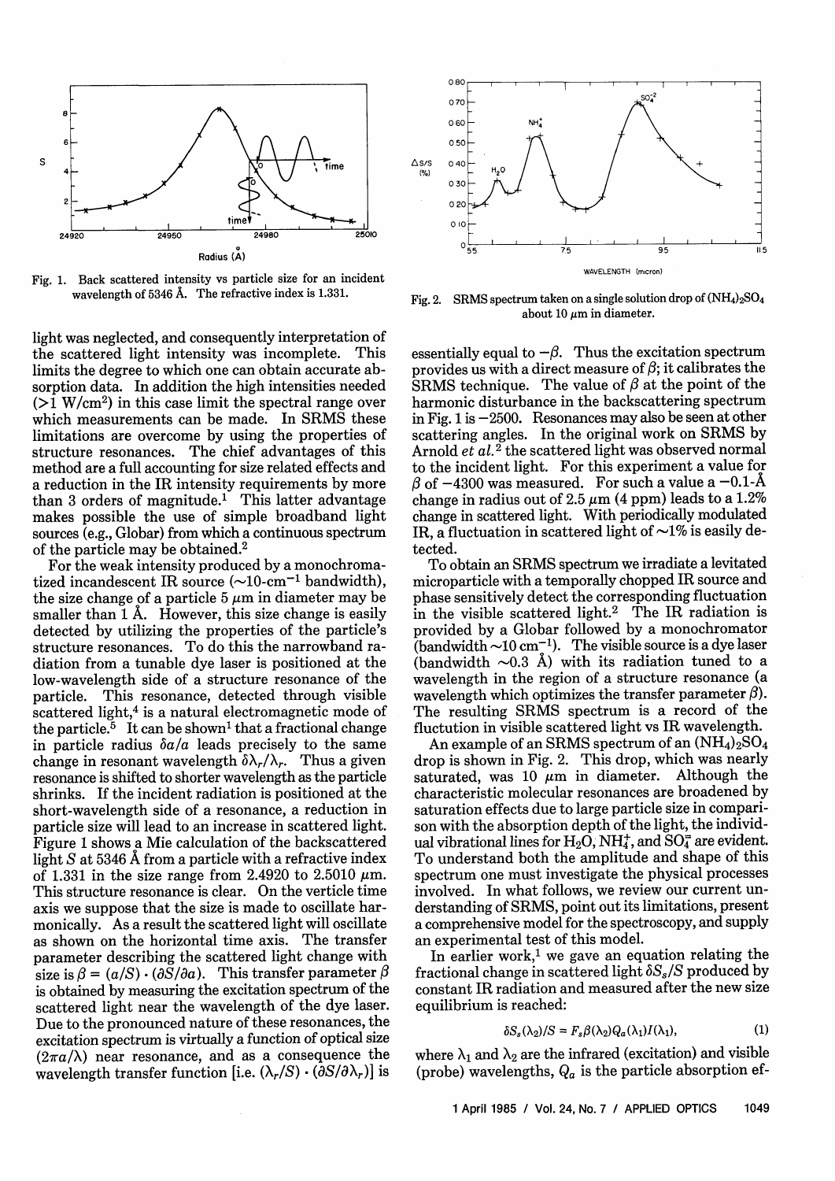Fig. 1. Back scattered intensity vs particle size for an incident wavelength of 5346 Å. The refractive index is 1.331.

Fig. 2. SRMS spectrum taken on a single solution drop of $(NH_4)_2SO_4$ about 10 $\mu$m in diameter.

light was neglected, and consequently interpretation of the scattered light intensity was incomplete. This limits the degree to which one can obtain accurate absorption data. In addition the high intensities needed (>1 W/cm²) in this case limit the spectral range over which measurements can be made. In SRMS these limitations are overcome by using the properties of structure resonances. The chief advantages of this method are a full accounting for size related effects and a reduction in the IR intensity requirements by more than 3 orders of magnitude.[1] This latter advantage makes possible the use of simple broadband light sources (e.g., Globar) from which a continuous spectrum of the particle may be obtained.[2]

For the weak intensity produced by a monochromatized incandescent IR source (~10-cm$^{-1}$ bandwidth), the size change of a particle 5 $\mu$m in diameter may be smaller than 1 Å. However, this size change is easily detected by utilizing the properties of the particle's structure resonances. To do this the narrowband radiation from a tunable dye laser is positioned at the low-wavelength side of a structure resonance of the particle. This resonance, detected through visible scattered light,[4] is a natural electromagnetic mode of the particle.[5] It can be shown[1] that a fractional change in particle radius $\delta a/a$ leads precisely to the same change in resonant wavelength $\delta\lambda_r/\lambda_r$. Thus a given resonance is shifted to shorter wavelength as the particle shrinks. If the incident radiation is positioned at the short-wavelength side of a resonance, a reduction in particle size will lead to an increase in scattered light. Figure 1 shows a Mie calculation of the backscattered light $S$ at 5346 Å from a particle with a refractive index of 1.331 in the size range from 2.4920 to 2.5010 $\mu$m. This structure resonance is clear. On the verticle time axis we suppose that the size is made to oscillate harmonically. As a result the scattered light will oscillate as shown on the horizontal time axis. The transfer parameter describing the scattered light change with size is $\beta = (a/S)\cdot(\partial S/\partial a)$. This transfer parameter $\beta$ is obtained by measuring the excitation spectrum of the scattered light near the wavelength of the dye laser. Due to the pronounced nature of these resonances, the excitation spectrum is virtually a function of optical size ($2\pi a/\lambda$) near resonance, and as a consequence the wavelength transfer function [i.e. $(\lambda_r/S)\cdot(\partial S/\partial\lambda_r)$] is essentially equal to $-\beta$. Thus the excitation spectrum provides us with a direct measure of $\beta$; it calibrates the SRMS technique. The value of $\beta$ at the point of the harmonic disturbance in the backscattering spectrum in Fig. 1 is $-2500$. Resonances may also be seen at other scattering angles. In the original work on SRMS by Arnold *et al.*[2] the scattered light was observed normal to the incident light. For this experiment a value for $\beta$ of $-4300$ was measured. For such a value a $-0.1$-Å change in radius out of 2.5 $\mu$m (4 ppm) leads to a 1.2% change in scattered light. With periodically modulated IR, a fluctuation in scattered light of ~1% is easily detected.

To obtain an SRMS spectrum we irradiate a levitated microparticle with a temporally chopped IR source and phase sensitively detect the corresponding fluctuation in the visible scattered light.[2] The IR radiation is provided by a Globar followed by a monochromator (bandwidth ~10 cm$^{-1}$). The visible source is a dye laser (bandwidth ~0.3 Å) with its radiation tuned to a wavelength in the region of a structure resonance (a wavelength which optimizes the transfer parameter $\beta$). The resulting SRMS spectrum is a record of the fluctution in visible scattered light vs IR wavelength.

An example of an SRMS spectrum of an $(NH_4)_2SO_4$ drop is shown in Fig. 2. This drop, which was nearly saturated, was 10 $\mu$m in diameter. Although the characteristic molecular resonances are broadened by saturation effects due to large particle size in comparison with the absorption depth of the light, the individual vibrational lines for $H_2O$, $NH_4^+$, and $SO_4^=$ are evident. To understand both the amplitude and shape of this spectrum one must investigate the physical processes involved. In what follows, we review our current understanding of SRMS, point out its limitations, present a comprehensive model for the spectroscopy, and supply an experimental test of this model.

In earlier work,[1] we gave an equation relating the fractional change in scattered light $\delta S_s/S$ produced by constant IR radiation and measured after the new size equilibrium is reached:

$$\delta S_s(\lambda_2)/S = F_s\beta(\lambda_2)Q_a(\lambda_1)I(\lambda_1), \tag{1}$$

where $\lambda_1$ and $\lambda_2$ are the infrared (excitation) and visible (probe) wavelengths, $Q_a$ is the particle absorption ef-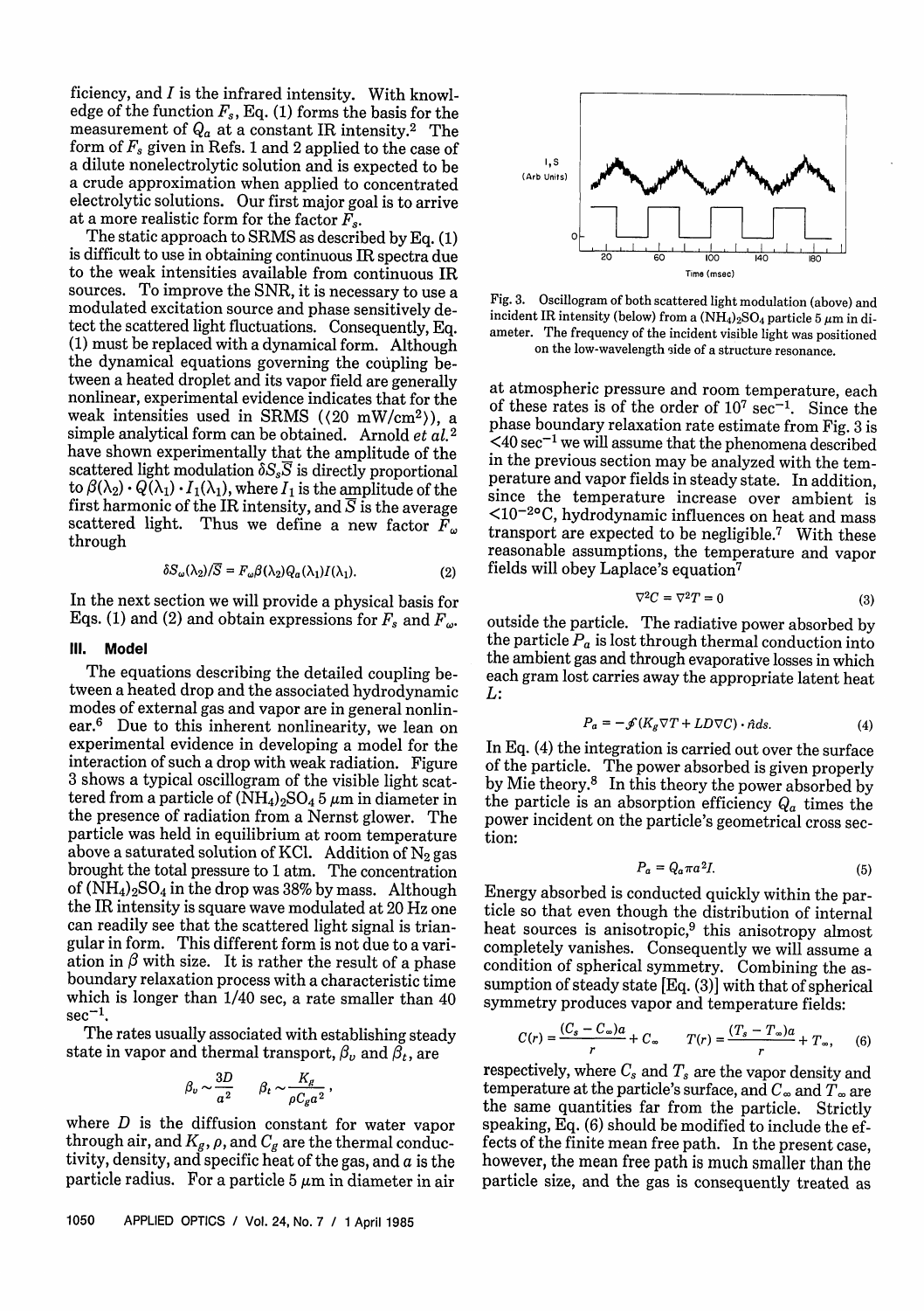ficiency, and $I$ is the infrared intensity. With knowledge of the function $F_s$, Eq. (1) forms the basis for the measurement of $Q_a$ at a constant IR intensity.[2] The form of $F_s$ given in Refs. 1 and 2 applied to the case of a dilute nonelectrolytic solution and is expected to be a crude approximation when applied to concentrated electrolytic solutions. Our first major goal is to arrive at a more realistic form for the factor $F_s$.

The static approach to SRMS as described by Eq. (1) is difficult to use in obtaining continuous IR spectra due to the weak intensities available from continuous IR sources. To improve the SNR, it is necessary to use a modulated excitation source and phase sensitively detect the scattered light fluctuations. Consequently, Eq. (1) must be replaced with a dynamical form. Although the dynamical equations governing the coupling between a heated droplet and its vapor field are generally nonlinear, experimental evidence indicates that for the weak intensities used in SRMS ($\langle 20$ mW/cm$^2\rangle$), a simple analytical form can be obtained. Arnold *et al.*[2] have shown experimentally that the amplitude of the scattered light modulation $\delta S_s \overline{S}$ is directly proportional to $\beta(\lambda_2) \cdot Q(\lambda_1) \cdot I_1(\lambda_1)$, where $I_1$ is the amplitude of the first harmonic of the IR intensity, and $\overline{S}$ is the average scattered light. Thus we define a new factor $F_\omega$ through

$$\delta S_\omega(\lambda_2)/\overline{S} = F_\omega \beta(\lambda_2) Q_a(\lambda_1) I(\lambda_1). \tag{2}$$

In the next section we will provide a physical basis for Eqs. (1) and (2) and obtain expressions for $F_s$ and $F_\omega$.

## III. Model

The equations describing the detailed coupling between a heated drop and the associated hydrodynamic modes of external gas and vapor are in general nonlinear.[6] Due to this inherent nonlinearity, we lean on experimental evidence in developing a model for the interaction of such a drop with weak radiation. Figure 3 shows a typical oscillogram of the visible light scattered from a particle of $(NH_4)_2SO_4$ 5 $\mu$m in diameter in the presence of radiation from a Nernst glower. The particle was held in equilibrium at room temperature above a saturated solution of KCl. Addition of $N_2$ gas brought the total pressure to 1 atm. The concentration of $(NH_4)_2SO_4$ in the drop was 38% by mass. Although the IR intensity is square wave modulated at 20 Hz one can readily see that the scattered light signal is triangular in form. This different form is not due to a variation in $\beta$ with size. It is rather the result of a phase boundary relaxation process with a characteristic time which is longer than 1/40 sec, a rate smaller than 40 sec$^{-1}$.

The rates usually associated with establishing steady state in vapor and thermal transport, $\beta_v$ and $\beta_t$, are

$$\beta_v \sim \frac{3D}{a^2} \qquad \beta_t \sim \frac{K_g}{\rho C_g a^2},$$

where $D$ is the diffusion constant for water vapor through air, and $K_g$, $\rho$, and $C_g$ are the thermal conductivity, density, and specific heat of the gas, and $a$ is the particle radius. For a particle 5 $\mu$m in diameter in air

Fig. 3. Oscillogram of both scattered light modulation (above) and incident IR intensity (below) from a $(NH_4)_2SO_4$ particle 5 $\mu$m in diameter. The frequency of the incident visible light was positioned on the low-wavelength side of a structure resonance.

at atmospheric pressure and room temperature, each of these rates is of the order of $10^7$ sec$^{-1}$. Since the phase boundary relaxation rate estimate from Fig. 3 is $<40$ sec$^{-1}$ we will assume that the phenomena described in the previous section may be analyzed with the temperature and vapor fields in steady state. In addition, since the temperature increase over ambient is $<10^{-2}$°C, hydrodynamic influences on heat and mass transport are expected to be negligible.[7] With these reasonable assumptions, the temperature and vapor fields will obey Laplace's equation[7]

$$\nabla^2 C = \nabla^2 T = 0 \tag{3}$$

outside the particle. The radiative power absorbed by the particle $P_a$ is lost through thermal conduction into the ambient gas and through evaporative losses in which each gram lost carries away the appropriate latent heat $L$:

$$P_a = -\oint (K_g \nabla T + LD\nabla C) \cdot \hat{n} ds. \tag{4}$$

In Eq. (4) the integration is carried out over the surface of the particle. The power absorbed is given properly by Mie theory.[8] In this theory the power absorbed by the particle is an absorption efficiency $Q_a$ times the power incident on the particle's geometrical cross section:

$$P_a = Q_a \pi a^2 I. \tag{5}$$

Energy absorbed is conducted quickly within the particle so that even though the distribution of internal heat sources is anisotropic,[9] this anisotropy almost completely vanishes. Consequently we will assume a condition of spherical symmetry. Combining the assumption of steady state [Eq. (3)] with that of spherical symmetry produces vapor and temperature fields:

$$C(r) = \frac{(C_s - C_\infty)a}{r} + C_\infty \qquad T(r) = \frac{(T_s - T_\infty)a}{r} + T_\infty, \tag{6}$$

respectively, where $C_s$ and $T_s$ are the vapor density and temperature at the particle's surface, and $C_\infty$ and $T_\infty$ are the same quantities far from the particle. Strictly speaking, Eq. (6) should be modified to include the effects of the finite mean free path. In the present case, however, the mean free path is much smaller than the particle size, and the gas is consequently treated as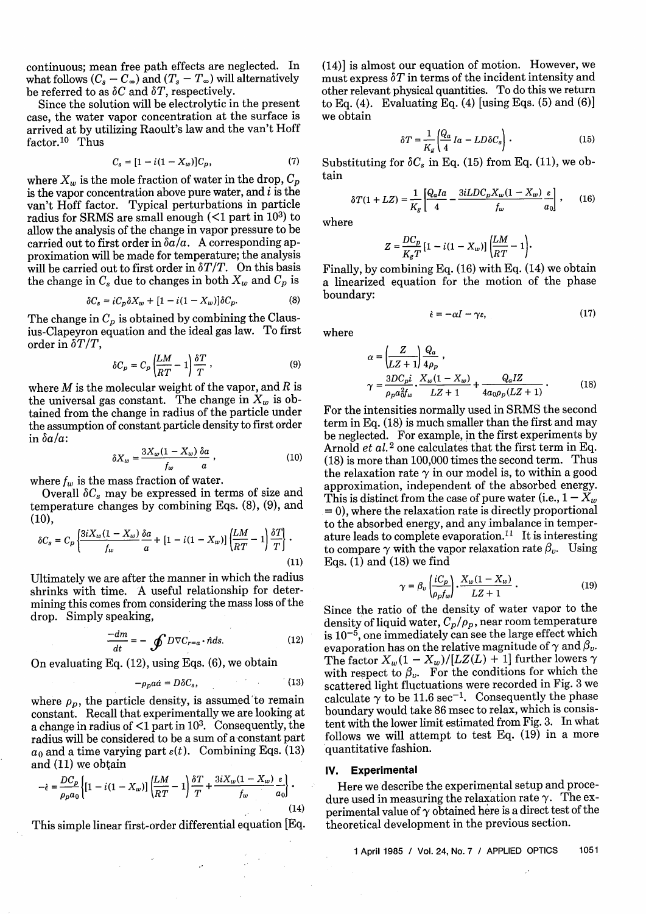continuous; mean free path effects are neglected. In what follows $(C_s - C_\infty)$ and $(T_s - T_\infty)$ will alternatively be referred to as $\delta C$ and $\delta T$, respectively.

Since the solution will be electrolytic in the present case, the water vapor concentration at the surface is arrived at by utilizing Raoult's law and the van't Hoff factor.[10] Thus

$$C_s = [1 - i(1 - X_w)]C_p, \tag{7}$$

where $X_w$ is the mole fraction of water in the drop, $C_p$ is the vapor concentration above pure water, and $i$ is the van't Hoff factor. Typical perturbations in particle radius for SRMS are small enough (<1 part in $10^3$) to allow the analysis of the change in vapor pressure to be carried out to first order in $\delta a/a$. A corresponding approximation will be made for temperature; the analysis will be carried out to first order in $\delta T/T$. On this basis the change in $C_s$ due to changes in both $X_w$ and $C_p$ is

$$\delta C_s = iC_p\delta X_w + [1 - i(1 - X_w)]\delta C_p. \tag{8}$$

The change in $C_p$ is obtained by combining the Clausius-Clapeyron equation and the ideal gas law. To first order in $\delta T/T$,

$$\delta C_p = C_p\left(\frac{LM}{RT} - 1\right)\frac{\delta T}{T}, \tag{9}$$

where $M$ is the molecular weight of the vapor, and $R$ is the universal gas constant. The change in $X_w$ is obtained from the change in radius of the particle under the assumption of constant particle density to first order in $\delta a/a$:

$$\delta X_w = \frac{3X_w(1 - X_w)}{f_w}\frac{\delta a}{a}, \tag{10}$$

where $f_w$ is the mass fraction of water.

Overall $\delta C_s$ may be expressed in terms of size and temperature changes by combining Eqs. (8), (9), and (10),

$$\delta C_s = C_p\left\{\frac{3iX_w(1 - X_w)}{f_w}\frac{\delta a}{a} + [1 - i(1 - X_w)]\left(\frac{LM}{RT} - 1\right)\frac{\delta T}{T}\right\}. \tag{11}$$

Ultimately we are after the manner in which the radius shrinks with time. A useful relationship for determining this comes from considering the mass loss of the drop. Simply speaking,

$$\frac{-dm}{dt} = -\oint D\nabla C_{r=a}\cdot \hat{n}ds. \tag{12}$$

On evaluating Eq. (12), using Eqs. (6), we obtain

$$-\rho_p a\dot{a} = D\delta C_s, \tag{13}$$

where $\rho_p$, the particle density, is assumed to remain constant. Recall that experimentally we are looking at a change in radius of <1 part in $10^3$. Consequently, the radius will be considered to be a sum of a constant part $a_0$ and a time varying part $\epsilon(t)$. Combining Eqs. (13) and (11) we obtain

$$-\dot{\epsilon} = \frac{DC_p}{\rho_p a_0}\left\{[1 - i(1 - X_w)]\left(\frac{LM}{RT} - 1\right)\frac{\delta T}{T} + \frac{3iX_w(1 - X_w)}{f_w}\frac{\epsilon}{a_0}\right\}. \tag{14}$$

This simple linear first-order differential equation [Eq. (14)] is almost our equation of motion. However, we must express $\delta T$ in terms of the incident intensity and other relevant physical quantities. To do this we return to Eq. (4). Evaluating Eq. (4) [using Eqs. (5) and (6)] we obtain

$$\delta T = \frac{1}{K_g}\left(\frac{Q_a}{4}Ia - LD\delta C_s\right). \tag{15}$$

Substituting for $\delta C_s$ in Eq. (15) from Eq. (11), we obtain

$$\delta T(1 + LZ) = \frac{1}{K_g}\left[\frac{Q_a Ia}{4} - \frac{3iLDC_pX_w(1 - X_w)}{f_w}\frac{\epsilon}{a_0}\right], \tag{16}$$

where

$$Z = \frac{DC_p}{K_gT}[1 - i(1 - X_w)]\left(\frac{LM}{RT} - 1\right).$$

Finally, by combining Eq. (16) with Eq. (14) we obtain a linearized equation for the motion of the phase boundary:

$$\dot{\epsilon} = -\alpha I - \gamma\epsilon, \tag{17}$$

where

$$\alpha = \left(\frac{Z}{LZ + 1}\right)\frac{Q_a}{4\rho_p},$$

$$\gamma = \frac{3DC_pi}{\rho_p a_0^2 f_w}\cdot\frac{X_w(1 - X_w)}{LZ + 1} + \frac{Q_aIZ}{4a_0\rho_p(LZ + 1)}. \tag{18}$$

For the intensities normally used in SRMS the second term in Eq. (18) is much smaller than the first and may be neglected. For example, in the first experiments by Arnold *et al.*[2] one calculates that the first term in Eq. (18) is more than 100,000 times the second term. Thus the relaxation rate $\gamma$ in our model is, to within a good approximation, independent of the absorbed energy. This is distinct from the case of pure water (i.e., $1 - X_w = 0$), where the relaxation rate is directly proportional to the absorbed energy, and any imbalance in temperature leads to complete evaporation.[11] It is interesting to compare $\gamma$ with the vapor relaxation rate $\beta_v$. Using Eqs. (1) and (18) we find

$$\gamma = \beta_v\left(\frac{iC_p}{\rho_p f_w}\right)\cdot\frac{X_w(1 - X_w)}{LZ + 1}. \tag{19}$$

Since the ratio of the density of water vapor to the density of liquid water, $C_p/\rho_p$, near room temperature is $10^{-5}$, one immediately can see the large effect which evaporation has on the relative magnitude of $\gamma$ and $\beta_v$. The factor $X_w(1 - X_w)/[LZ(L) + 1]$ further lowers $\gamma$ with respect to $\beta_v$. For the conditions for which the scattered light fluctuations were recorded in Fig. 3 we calculate $\gamma$ to be 11.6 $\text{sec}^{-1}$. Consequently the phase boundary would take 86 msec to relax, which is consistent with the lower limit estimated from Fig. 3. In what follows we will attempt to test Eq. (19) in a more quantitative fashion.

## IV. Experimental

Here we describe the experimental setup and procedure used in measuring the relaxation rate $\gamma$. The experimental value of $\gamma$ obtained here is a direct test of the theoretical development in the previous section.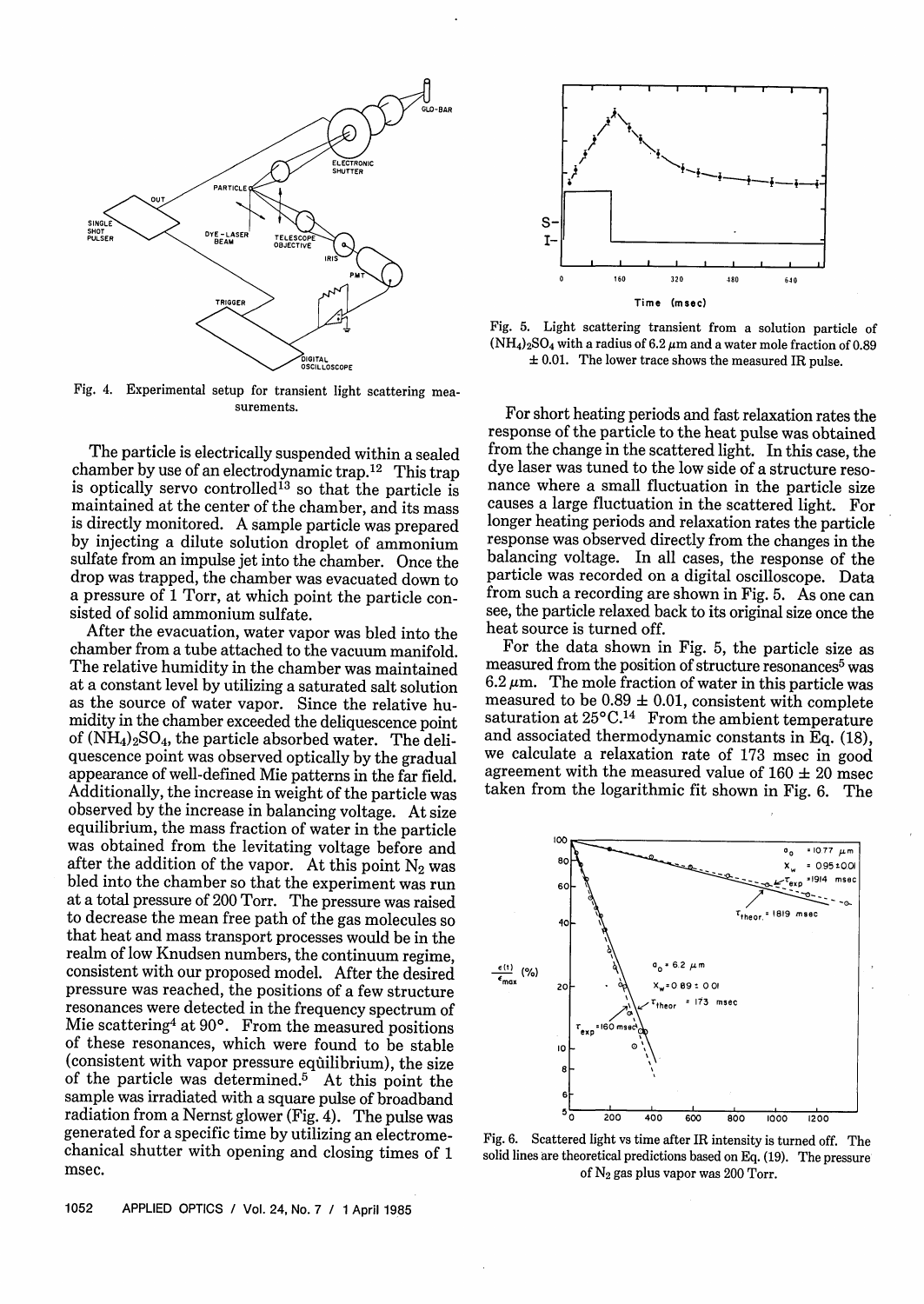Fig. 4. Experimental setup for transient light scattering measurements.

The particle is electrically suspended within a sealed chamber by use of an electrodynamic trap.[12] This trap is optically servo controlled[13] so that the particle is maintained at the center of the chamber, and its mass is directly monitored. A sample particle was prepared by injecting a dilute solution droplet of ammonium sulfate from an impulse jet into the chamber. Once the drop was trapped, the chamber was evacuated down to a pressure of 1 Torr, at which point the particle consisted of solid ammonium sulfate.

After the evacuation, water vapor was bled into the chamber from a tube attached to the vacuum manifold. The relative humidity in the chamber was maintained at a constant level by utilizing a saturated salt solution as the source of water vapor. Since the relative humidity in the chamber exceeded the deliquescence point of $(NH_4)_2SO_4$, the particle absorbed water. The deliquescence point was observed optically by the gradual appearance of well-defined Mie patterns in the far field. Additionally, the increase in weight of the particle was observed by the increase in balancing voltage. At size equilibrium, the mass fraction of water in the particle was obtained from the levitating voltage before and after the addition of the vapor. At this point $N_2$ was bled into the chamber so that the experiment was run at a total pressure of 200 Torr. The pressure was raised to decrease the mean free path of the gas molecules so that heat and mass transport processes would be in the realm of low Knudsen numbers, the continuum regime, consistent with our proposed model. After the desired pressure was reached, the positions of a few structure resonances were detected in the frequency spectrum of Mie scattering[4] at 90°. From the measured positions of these resonances, which were found to be stable (consistent with vapor pressure equilibrium), the size of the particle was determined.[5] At this point the sample was irradiated with a square pulse of broadband radiation from a Nernst glower (Fig. 4). The pulse was generated for a specific time by utilizing an electromechanical shutter with opening and closing times of 1 msec.

Fig. 5. Light scattering transient from a solution particle of $(NH_4)_2SO_4$ with a radius of 6.2 $\mu$m and a water mole fraction of 0.89 $\pm$ 0.01. The lower trace shows the measured IR pulse.

For short heating periods and fast relaxation rates the response of the particle to the heat pulse was obtained from the change in the scattered light. In this case, the dye laser was tuned to the low side of a structure resonance where a small fluctuation in the particle size causes a large fluctuation in the scattered light. For longer heating periods and relaxation rates the particle response was observed directly from the changes in the balancing voltage. In all cases, the response of the particle was recorded on a digital oscilloscope. Data from such a recording are shown in Fig. 5. As one can see, the particle relaxed back to its original size once the heat source is turned off.

For the data shown in Fig. 5, the particle size as measured from the position of structure resonances[5] was 6.2 $\mu$m. The mole fraction of water in this particle was measured to be 0.89 $\pm$ 0.01, consistent with complete saturation at 25°C.[14] From the ambient temperature and associated thermodynamic constants in Eq. (18), we calculate a relaxation rate of 173 msec in good agreement with the measured value of 160 $\pm$ 20 msec taken from the logarithmic fit shown in Fig. 6. The

Fig. 6. Scattered light vs time after IR intensity is turned off. The solid lines are theoretical predictions based on Eq. (19). The pressure of $N_2$ gas plus vapor was 200 Torr.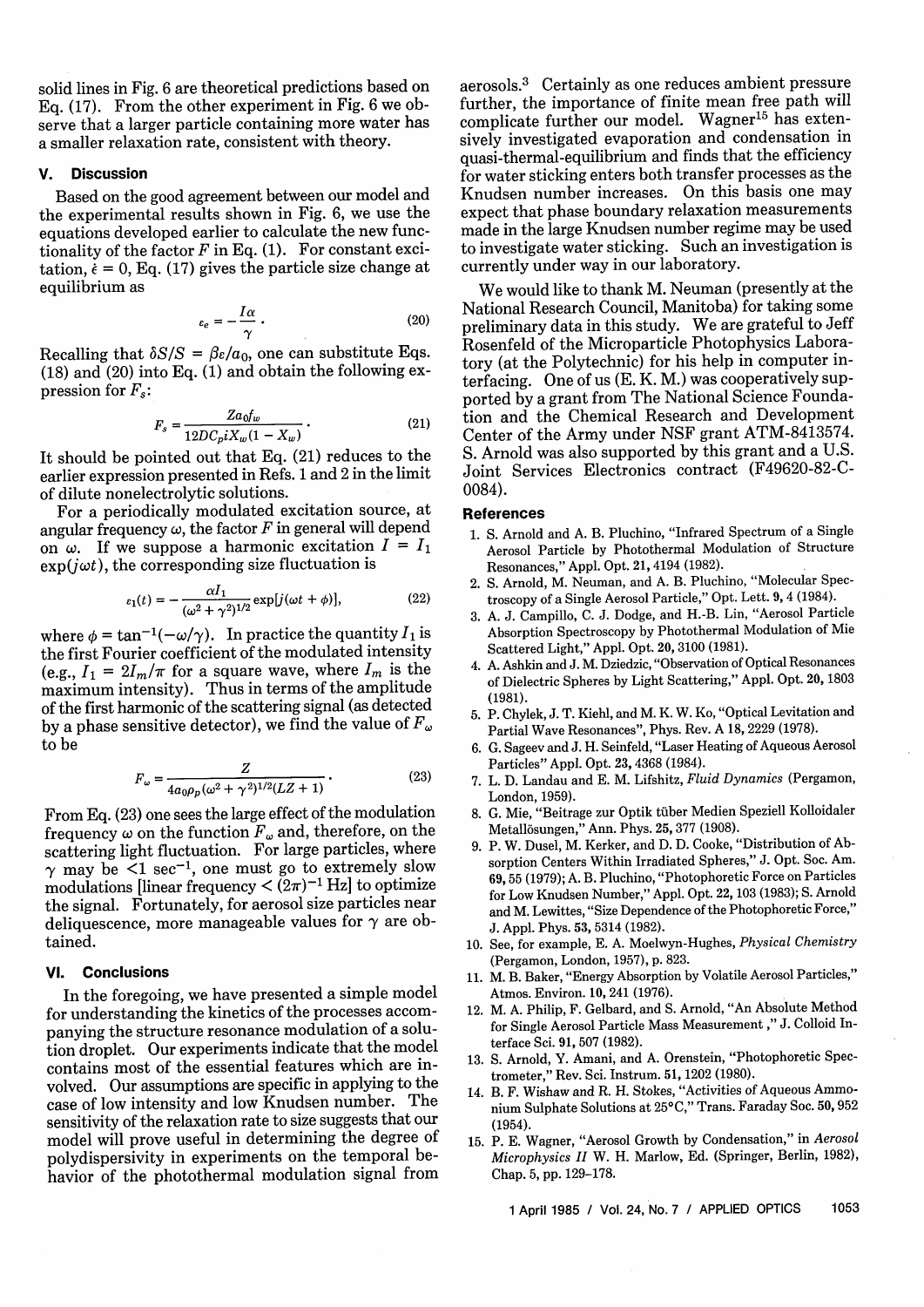solid lines in Fig. 6 are theoretical predictions based on Eq. (17). From the other experiment in Fig. 6 we observe that a larger particle containing more water has a smaller relaxation rate, consistent with theory.

## V. Discussion

Based on the good agreement between our model and the experimental results shown in Fig. 6, we use the equations developed earlier to calculate the new functionality of the factor $F$ in Eq. (1). For constant excitation, $\dot{\epsilon} = 0$, Eq. (17) gives the particle size change at equilibrium as

$$\epsilon_e = -\frac{I\alpha}{\gamma}. \tag{20}$$

Recalling that $\delta S/S = \beta\epsilon/a_0$, one can substitute Eqs. (18) and (20) into Eq. (1) and obtain the following expression for $F_s$:

$$F_s = \frac{Za_0 f_w}{12DC_p iX_w(1 - X_w)}. \tag{21}$$

It should be pointed out that Eq. (21) reduces to the earlier expression presented in Refs. 1 and 2 in the limit of dilute nonelectrolytic solutions.

For a periodically modulated excitation source, at angular frequency $\omega$, the factor $F$ in general will depend on $\omega$. If we suppose a harmonic excitation $I = I_1 \exp(j\omega t)$, the corresponding size fluctuation is

$$\epsilon_1(t) = -\frac{\alpha I_1}{(\omega^2 + \gamma^2)^{1/2}} \exp[j(\omega t + \phi)], \tag{22}$$

where $\phi = \tan^{-1}(-\omega/\gamma)$. In practice the quantity $I_1$ is the first Fourier coefficient of the modulated intensity (e.g., $I_1 = 2I_m/\pi$ for a square wave, where $I_m$ is the maximum intensity). Thus in terms of the amplitude of the first harmonic of the scattering signal (as detected by a phase sensitive detector), we find the value of $F_\omega$ to be

$$F_\omega = \frac{Z}{4a_0\rho_p(\omega^2 + \gamma^2)^{1/2}(LZ + 1)}. \tag{23}$$

From Eq. (23) one sees the large effect of the modulation frequency $\omega$ on the function $F_\omega$ and, therefore, on the scattering light fluctuation. For large particles, where $\gamma$ may be $<1\ \text{sec}^{-1}$, one must go to extremely slow modulations [linear frequency $< (2\pi)^{-1}$ Hz] to optimize the signal. Fortunately, for aerosol size particles near deliquescence, more manageable values for $\gamma$ are obtained.

## VI. Conclusions

In the foregoing, we have presented a simple model for understanding the kinetics of the processes accompanying the structure resonance modulation of a solution droplet. Our experiments indicate that the model contains most of the essential features which are involved. Our assumptions are specific in applying to the case of low intensity and low Knudsen number. The sensitivity of the relaxation rate to size suggests that our model will prove useful in determining the degree of polydispersivity in experiments on the temporal behavior of the photothermal modulation signal from aerosols.[3] Certainly as one reduces ambient pressure further, the importance of finite mean free path will complicate further our model. Wagner[15] has extensively investigated evaporation and condensation in quasi-thermal-equilibrium and finds that the efficiency for water sticking enters both transfer processes as the Knudsen number increases. On this basis one may expect that phase boundary relaxation measurements made in the large Knudsen number regime may be used to investigate water sticking. Such an investigation is currently under way in our laboratory.

We would like to thank M. Neuman (presently at the National Research Council, Manitoba) for taking some preliminary data in this study. We are grateful to Jeff Rosenfeld of the Microparticle Photophysics Laboratory (at the Polytechnic) for his help in computer interfacing. One of us (E. K. M.) was cooperatively supported by a grant from The National Science Foundation and the Chemical Research and Development Center of the Army under NSF grant ATM-8413574. S. Arnold was also supported by this grant and a U.S. Joint Services Electronics contract (F49620-82-C-0084).

## References

1. S. Arnold and A. B. Pluchino, "Infrared Spectrum of a Single Aerosol Particle by Photothermal Modulation of Structure Resonances," Appl. Opt. 21, 4194 (1982).
2. S. Arnold, M. Neuman, and A. B. Pluchino, "Molecular Spectroscopy of a Single Aerosol Particle," Opt. Lett. 9, 4 (1984).
3. A. J. Campillo, C. J. Dodge, and H.-B. Lin, "Aerosol Particle Absorption Spectroscopy by Photothermal Modulation of Mie Scattered Light," Appl. Opt. 20, 3100 (1981).
4. A. Ashkin and J. M. Dziedzic, "Observation of Optical Resonances of Dielectric Spheres by Light Scattering," Appl. Opt. 20, 1803 (1981).
5. P. Chylek, J. T. Kiehl, and M. K. W. Ko, "Optical Levitation and Partial Wave Resonances", Phys. Rev. A 18, 2229 (1978).
6. G. Sageev and J. H. Seinfeld, "Laser Heating of Aqueous Aerosol Particles" Appl. Opt. 23, 4368 (1984).
7. L. D. Landau and E. M. Lifshitz, *Fluid Dynamics* (Pergamon, London, 1959).
8. G. Mie, "Beitrage zur Optik tüber Medien Speziell Kolloidaler Metallösungen," Ann. Phys. 25, 377 (1908).
9. P. W. Dusel, M. Kerker, and D. D. Cooke, "Distribution of Absorption Centers Within Irradiated Spheres," J. Opt. Soc. Am. 69, 55 (1979); A. B. Pluchino, "Photophoretic Force on Particles for Low Knudsen Number," Appl. Opt. 22, 103 (1983); S. Arnold and M. Lewittes, "Size Dependence of the Photophoretic Force," J. Appl. Phys. 53, 5314 (1982).
10. See, for example, E. A. Moelwyn-Hughes, *Physical Chemistry* (Pergamon, London, 1957), p. 823.
11. M. B. Baker, "Energy Absorption by Volatile Aerosol Particles," Atmos. Environ. 10, 241 (1976).
12. M. A. Philip, F. Gelbard, and S. Arnold, "An Absolute Method for Single Aerosol Particle Mass Measurement ," J. Colloid Interface Sci. 91, 507 (1982).
13. S. Arnold, Y. Amani, and A. Orenstein, "Photophoretic Spectrometer," Rev. Sci. Instrum. 51, 1202 (1980).
14. B. F. Wishaw and R. H. Stokes, "Activities of Aqueous Ammonium Sulphate Solutions at 25°C," Trans. Faraday Soc. 50, 952 (1954).
15. P. E. Wagner, "Aerosol Growth by Condensation," in *Aerosol Microphysics II* W. H. Marlow, Ed. (Springer, Berlin, 1982), Chap. 5, pp. 129–178.